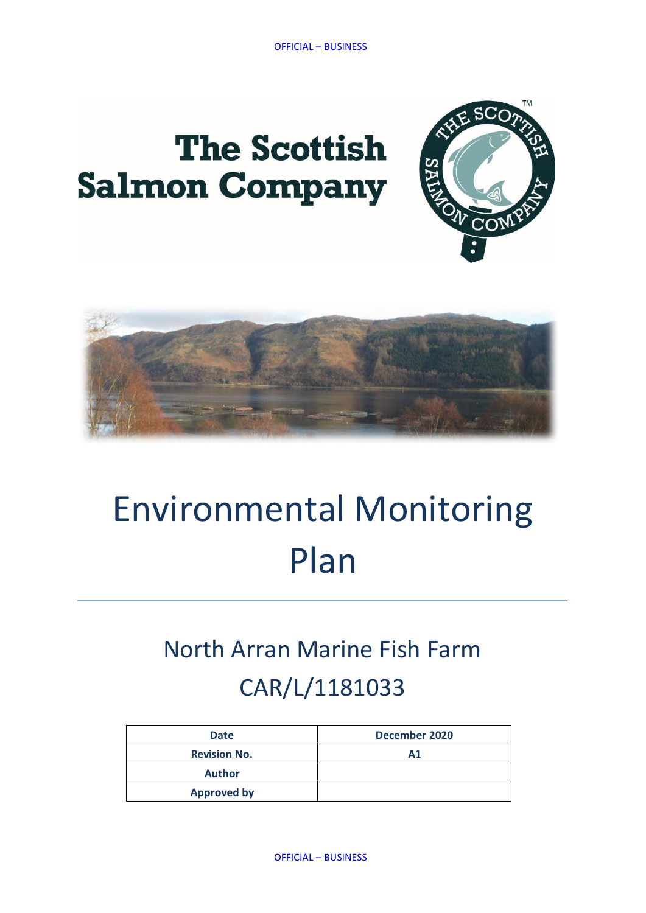The Scottish Salmon Company

# Environmental Monitoring Plan

## North Arran Marine Fish Farm CAR/L/1181033

| Date | December 2020 |
|---|---|
| Revision No. | A1 |
| Author | |
| Approved by | |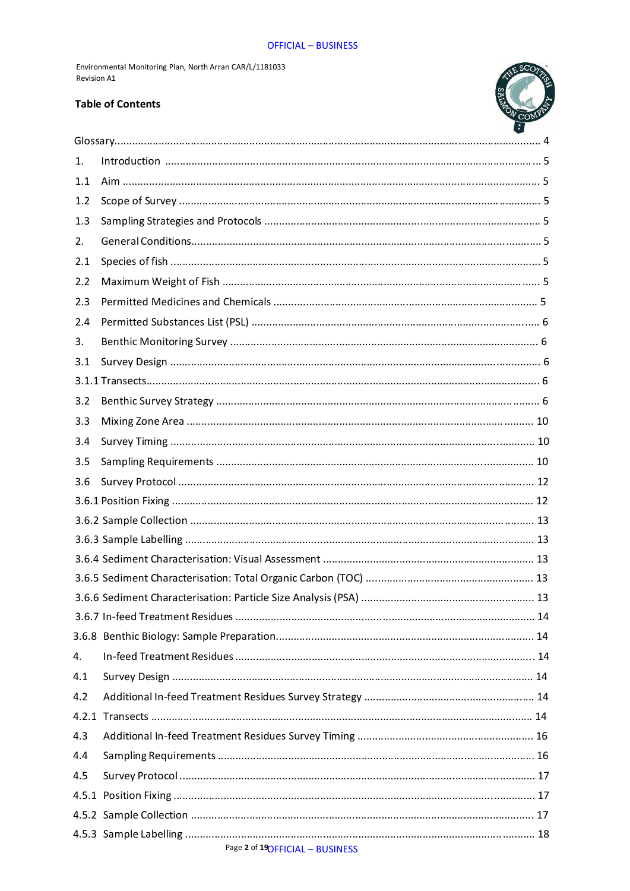## Table of Contents

| | | |
|---|---|---|
| Glossary | | 4 |
| 1. | Introduction | 5 |
| 1.1 | Aim | 5 |
| 1.2 | Scope of Survey | 5 |
| 1.3 | Sampling Strategies and Protocols | 5 |
| 2. | General Conditions | 5 |
| 2.1 | Species of fish | 5 |
| 2.2 | Maximum Weight of Fish | 5 |
| 2.3 | Permitted Medicines and Chemicals | 5 |
| 2.4 | Permitted Substances List (PSL) | 6 |
| 3. | Benthic Monitoring Survey | 6 |
| 3.1 | Survey Design | 6 |
| 3.1.1 | Transects | 6 |
| 3.2 | Benthic Survey Strategy | 6 |
| 3.3 | Mixing Zone Area | 10 |
| 3.4 | Survey Timing | 10 |
| 3.5 | Sampling Requirements | 10 |
| 3.6 | Survey Protocol | 12 |
| 3.6.1 | Position Fixing | 12 |
| 3.6.2 | Sample Collection | 13 |
| 3.6.3 | Sample Labelling | 13 |
| 3.6.4 | Sediment Characterisation: Visual Assessment | 13 |
| 3.6.5 | Sediment Characterisation: Total Organic Carbon (TOC) | 13 |
| 3.6.6 | Sediment Characterisation: Particle Size Analysis (PSA) | 13 |
| 3.6.7 | In-feed Treatment Residues | 14 |
| 3.6.8 | Benthic Biology: Sample Preparation | 14 |
| 4. | In-feed Treatment Residues | 14 |
| 4.1 | Survey Design | 14 |
| 4.2 | Additional In-feed Treatment Residues Survey Strategy | 14 |
| 4.2.1 | Transects | 14 |
| 4.3 | Additional In-feed Treatment Residues Survey Timing | 16 |
| 4.4 | Sampling Requirements | 16 |
| 4.5 | Survey Protocol | 17 |
| 4.5.1 | Position Fixing | 17 |
| 4.5.2 | Sample Collection | 17 |
| 4.5.3 | Sample Labelling | 18 |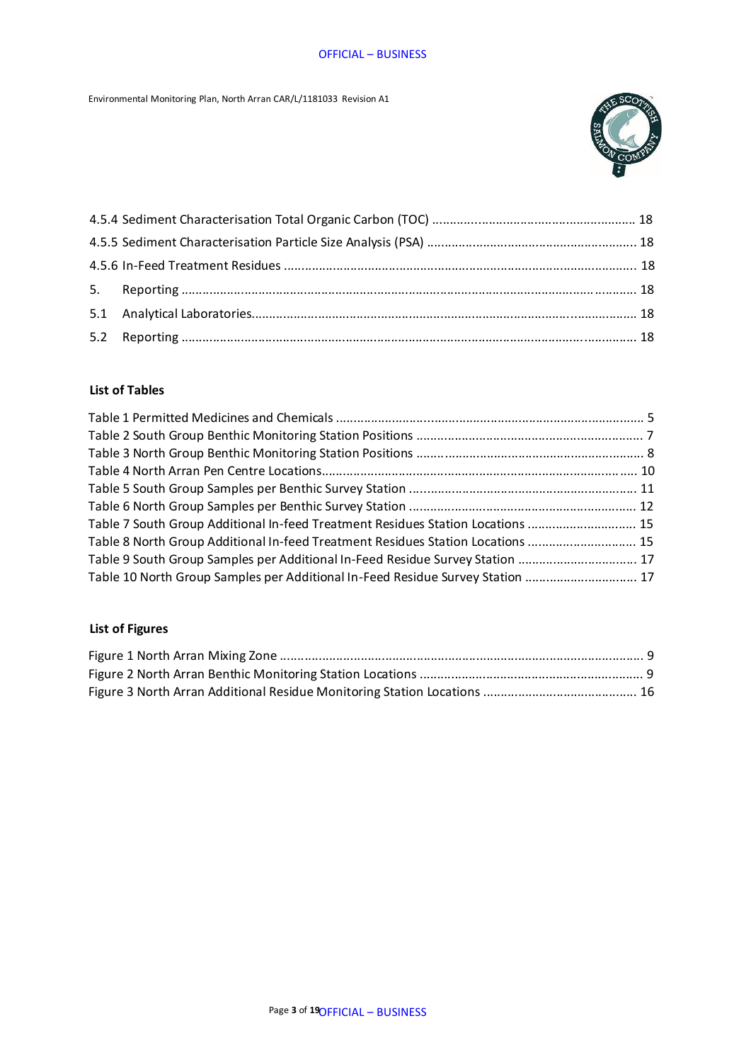4.5.4 Sediment Characterisation Total Organic Carbon (TOC) ........................................................ 18

4.5.5 Sediment Characterisation Particle Size Analysis (PSA) ......................................................... 18

4.5.6 In-Feed Treatment Residues ................................................................................................. 18

5. Reporting ................................................................................................................................ 18

5.1 Analytical Laboratories........................................................................................................... 18

5.2 Reporting ................................................................................................................................ 18

**List of Tables**

Table 1 Permitted Medicines and Chemicals ........................................................................................ 5
Table 2 South Group Benthic Monitoring Station Positions ................................................................. 7
Table 3 North Group Benthic Monitoring Station Positions ................................................................. 8
Table 4 North Arran Pen Centre Locations.......................................................................................... 10
Table 5 South Group Samples per Benthic Survey Station ................................................................. 11
Table 6 North Group Samples per Benthic Survey Station ................................................................. 12
Table 7 South Group Additional In-feed Treatment Residues Station Locations ............................... 15
Table 8 North Group Additional In-feed Treatment Residues Station Locations ............................... 15
Table 9 South Group Samples per Additional In-Feed Residue Survey Station .................................. 17
Table 10 North Group Samples per Additional In-Feed Residue Survey Station ................................ 17

**List of Figures**

Figure 1 North Arran Mixing Zone ........................................................................................................ 9
Figure 2 North Arran Benthic Monitoring Station Locations ................................................................ 9
Figure 3 North Arran Additional Residue Monitoring Station Locations ............................................ 16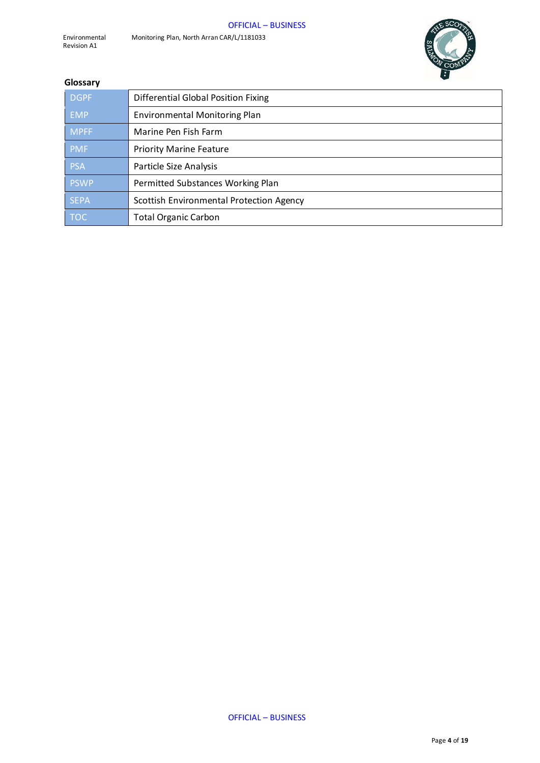## Glossary

| | |
|---|---|
| DGPF | Differential Global Position Fixing |
| EMP | Environmental Monitoring Plan |
| MPFF | Marine Pen Fish Farm |
| PMF | Priority Marine Feature |
| PSA | Particle Size Analysis |
| PSWP | Permitted Substances Working Plan |
| SEPA | Scottish Environmental Protection Agency |
| TOC | Total Organic Carbon |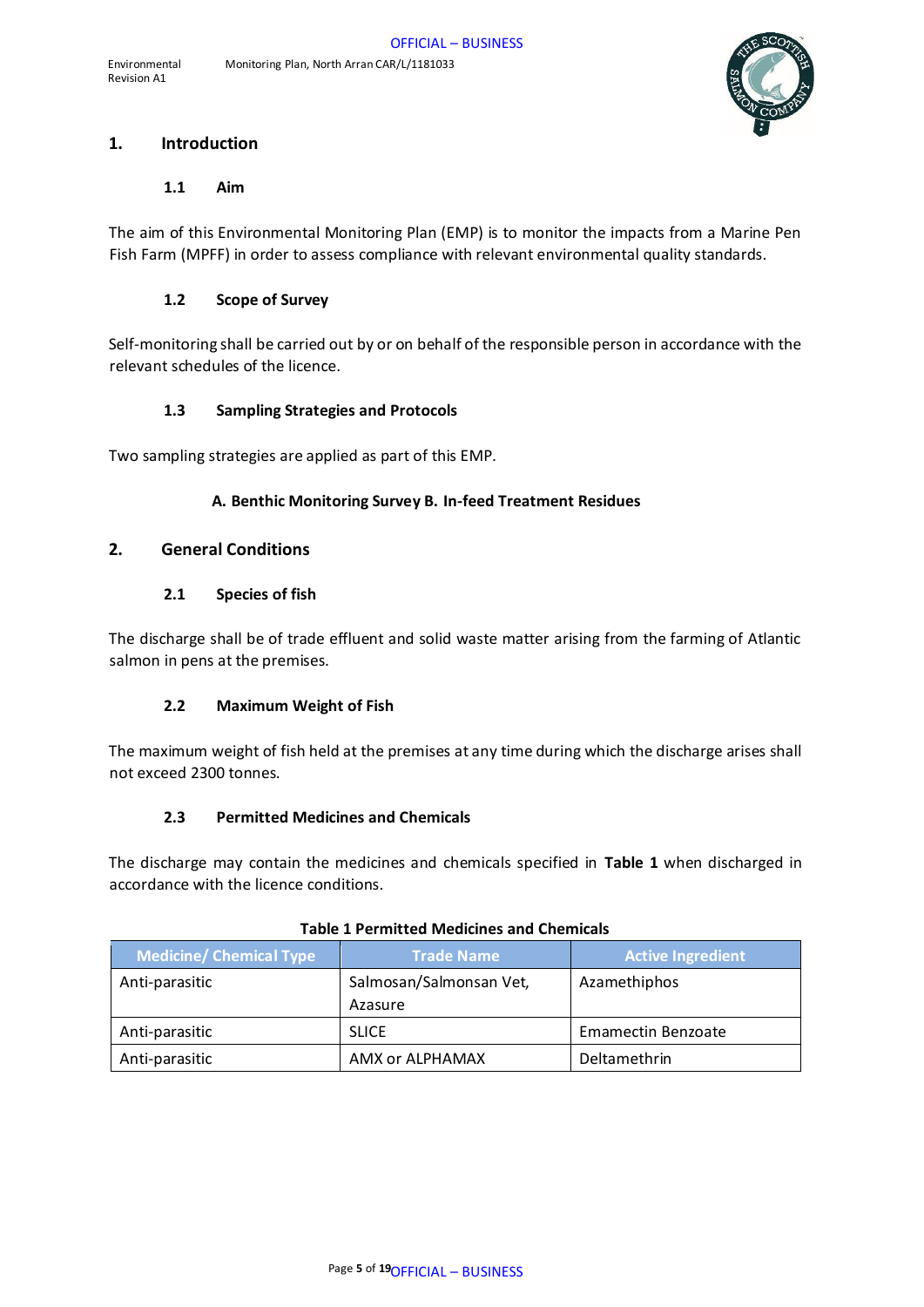# 1. Introduction

## 1.1 Aim

The aim of this Environmental Monitoring Plan (EMP) is to monitor the impacts from a Marine Pen Fish Farm (MPFF) in order to assess compliance with relevant environmental quality standards.

## 1.2 Scope of Survey

Self-monitoring shall be carried out by or on behalf of the responsible person in accordance with the relevant schedules of the licence.

## 1.3 Sampling Strategies and Protocols

Two sampling strategies are applied as part of this EMP.

**A. Benthic Monitoring Survey B. In-feed Treatment Residues**

# 2. General Conditions

## 2.1 Species of fish

The discharge shall be of trade effluent and solid waste matter arising from the farming of Atlantic salmon in pens at the premises.

## 2.2 Maximum Weight of Fish

The maximum weight of fish held at the premises at any time during which the discharge arises shall not exceed 2300 tonnes.

## 2.3 Permitted Medicines and Chemicals

The discharge may contain the medicines and chemicals specified in **Table 1** when discharged in accordance with the licence conditions.

**Table 1 Permitted Medicines and Chemicals**

| Medicine/ Chemical Type | Trade Name | Active Ingredient |
|---|---|---|
| Anti-parasitic | Salmosan/Salmonsan Vet, Azasure | Azamethiphos |
| Anti-parasitic | SLICE | Emamectin Benzoate |
| Anti-parasitic | AMX or ALPHAMAX | Deltamethrin |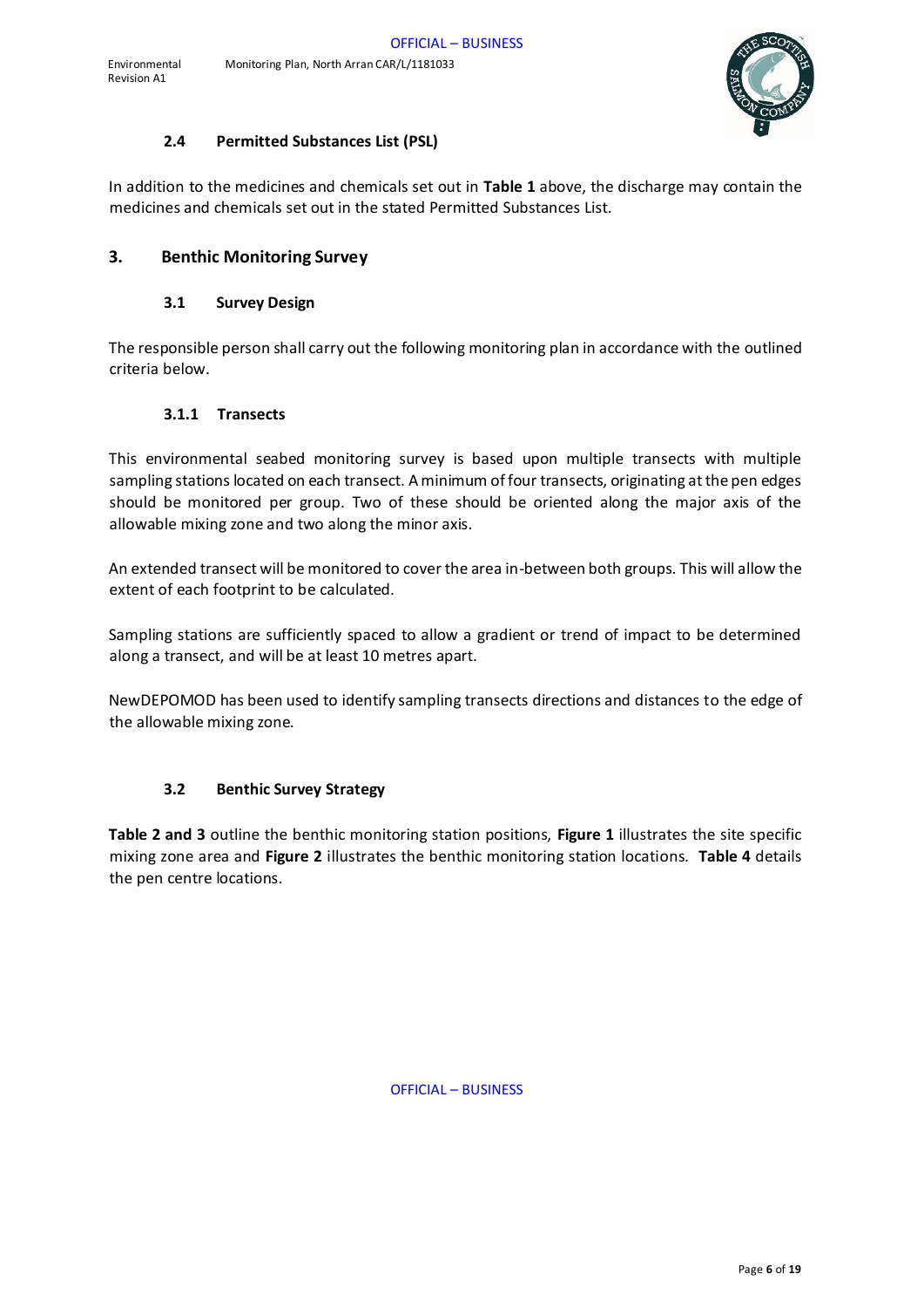### 2.4 Permitted Substances List (PSL)

In addition to the medicines and chemicals set out in **Table 1** above, the discharge may contain the medicines and chemicals set out in the stated Permitted Substances List.

## 3. Benthic Monitoring Survey

### 3.1 Survey Design

The responsible person shall carry out the following monitoring plan in accordance with the outlined criteria below.

#### 3.1.1 Transects

This environmental seabed monitoring survey is based upon multiple transects with multiple sampling stations located on each transect. A minimum of four transects, originating at the pen edges should be monitored per group. Two of these should be oriented along the major axis of the allowable mixing zone and two along the minor axis.

An extended transect will be monitored to cover the area in-between both groups. This will allow the extent of each footprint to be calculated.

Sampling stations are sufficiently spaced to allow a gradient or trend of impact to be determined along a transect, and will be at least 10 metres apart.

NewDEPOMOD has been used to identify sampling transects directions and distances to the edge of the allowable mixing zone.

### 3.2 Benthic Survey Strategy

**Table 2 and 3** outline the benthic monitoring station positions, **Figure 1** illustrates the site specific mixing zone area and **Figure 2** illustrates the benthic monitoring station locations. **Table 4** details the pen centre locations.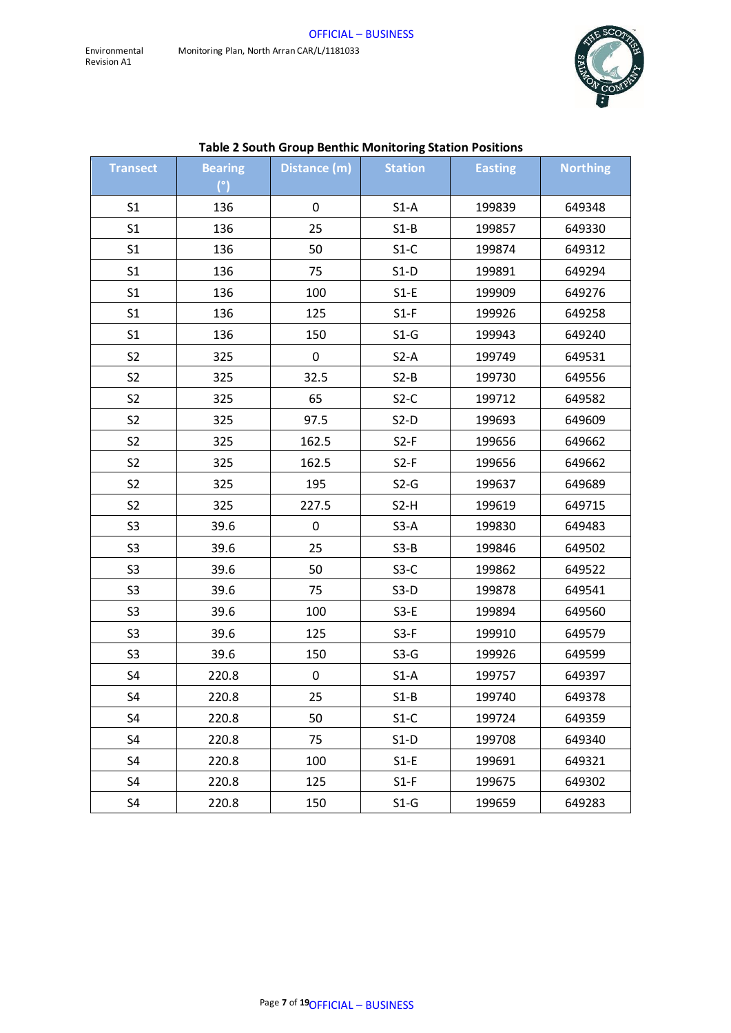**Table 2 South Group Benthic Monitoring Station Positions**

| Transect | Bearing (°) | Distance (m) | Station | Easting | Northing |
|---|---|---|---|---|---|
| S1 | 136 | 0 | S1-A | 199839 | 649348 |
| S1 | 136 | 25 | S1-B | 199857 | 649330 |
| S1 | 136 | 50 | S1-C | 199874 | 649312 |
| S1 | 136 | 75 | S1-D | 199891 | 649294 |
| S1 | 136 | 100 | S1-E | 199909 | 649276 |
| S1 | 136 | 125 | S1-F | 199926 | 649258 |
| S1 | 136 | 150 | S1-G | 199943 | 649240 |
| S2 | 325 | 0 | S2-A | 199749 | 649531 |
| S2 | 325 | 32.5 | S2-B | 199730 | 649556 |
| S2 | 325 | 65 | S2-C | 199712 | 649582 |
| S2 | 325 | 97.5 | S2-D | 199693 | 649609 |
| S2 | 325 | 162.5 | S2-F | 199656 | 649662 |
| S2 | 325 | 162.5 | S2-F | 199656 | 649662 |
| S2 | 325 | 195 | S2-G | 199637 | 649689 |
| S2 | 325 | 227.5 | S2-H | 199619 | 649715 |
| S3 | 39.6 | 0 | S3-A | 199830 | 649483 |
| S3 | 39.6 | 25 | S3-B | 199846 | 649502 |
| S3 | 39.6 | 50 | S3-C | 199862 | 649522 |
| S3 | 39.6 | 75 | S3-D | 199878 | 649541 |
| S3 | 39.6 | 100 | S3-E | 199894 | 649560 |
| S3 | 39.6 | 125 | S3-F | 199910 | 649579 |
| S3 | 39.6 | 150 | S3-G | 199926 | 649599 |
| S4 | 220.8 | 0 | S1-A | 199757 | 649397 |
| S4 | 220.8 | 25 | S1-B | 199740 | 649378 |
| S4 | 220.8 | 50 | S1-C | 199724 | 649359 |
| S4 | 220.8 | 75 | S1-D | 199708 | 649340 |
| S4 | 220.8 | 100 | S1-E | 199691 | 649321 |
| S4 | 220.8 | 125 | S1-F | 199675 | 649302 |
| S4 | 220.8 | 150 | S1-G | 199659 | 649283 |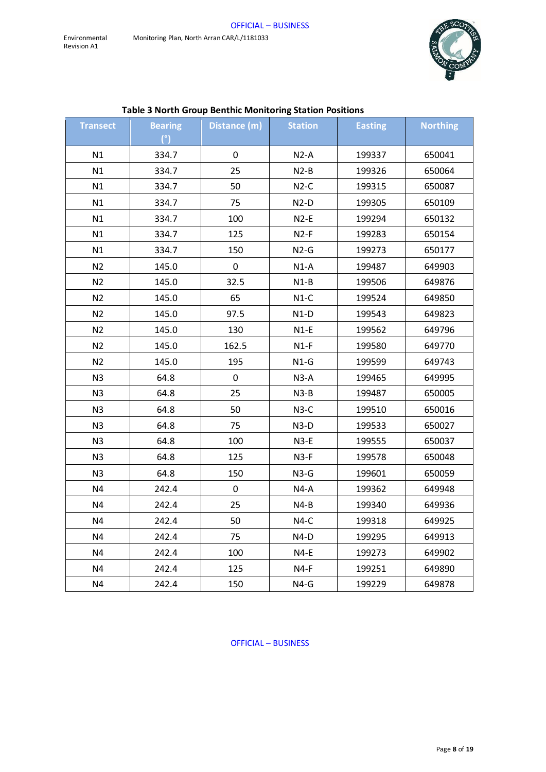**Table 3 North Group Benthic Monitoring Station Positions**

| Transect | Bearing (°) | Distance (m) | Station | Easting | Northing |
|---|---|---|---|---|---|
| N1 | 334.7 | 0 | N2-A | 199337 | 650041 |
| N1 | 334.7 | 25 | N2-B | 199326 | 650064 |
| N1 | 334.7 | 50 | N2-C | 199315 | 650087 |
| N1 | 334.7 | 75 | N2-D | 199305 | 650109 |
| N1 | 334.7 | 100 | N2-E | 199294 | 650132 |
| N1 | 334.7 | 125 | N2-F | 199283 | 650154 |
| N1 | 334.7 | 150 | N2-G | 199273 | 650177 |
| N2 | 145.0 | 0 | N1-A | 199487 | 649903 |
| N2 | 145.0 | 32.5 | N1-B | 199506 | 649876 |
| N2 | 145.0 | 65 | N1-C | 199524 | 649850 |
| N2 | 145.0 | 97.5 | N1-D | 199543 | 649823 |
| N2 | 145.0 | 130 | N1-E | 199562 | 649796 |
| N2 | 145.0 | 162.5 | N1-F | 199580 | 649770 |
| N2 | 145.0 | 195 | N1-G | 199599 | 649743 |
| N3 | 64.8 | 0 | N3-A | 199465 | 649995 |
| N3 | 64.8 | 25 | N3-B | 199487 | 650005 |
| N3 | 64.8 | 50 | N3-C | 199510 | 650016 |
| N3 | 64.8 | 75 | N3-D | 199533 | 650027 |
| N3 | 64.8 | 100 | N3-E | 199555 | 650037 |
| N3 | 64.8 | 125 | N3-F | 199578 | 650048 |
| N3 | 64.8 | 150 | N3-G | 199601 | 650059 |
| N4 | 242.4 | 0 | N4-A | 199362 | 649948 |
| N4 | 242.4 | 25 | N4-B | 199340 | 649936 |
| N4 | 242.4 | 50 | N4-C | 199318 | 649925 |
| N4 | 242.4 | 75 | N4-D | 199295 | 649913 |
| N4 | 242.4 | 100 | N4-E | 199273 | 649902 |
| N4 | 242.4 | 125 | N4-F | 199251 | 649890 |
| N4 | 242.4 | 150 | N4-G | 199229 | 649878 |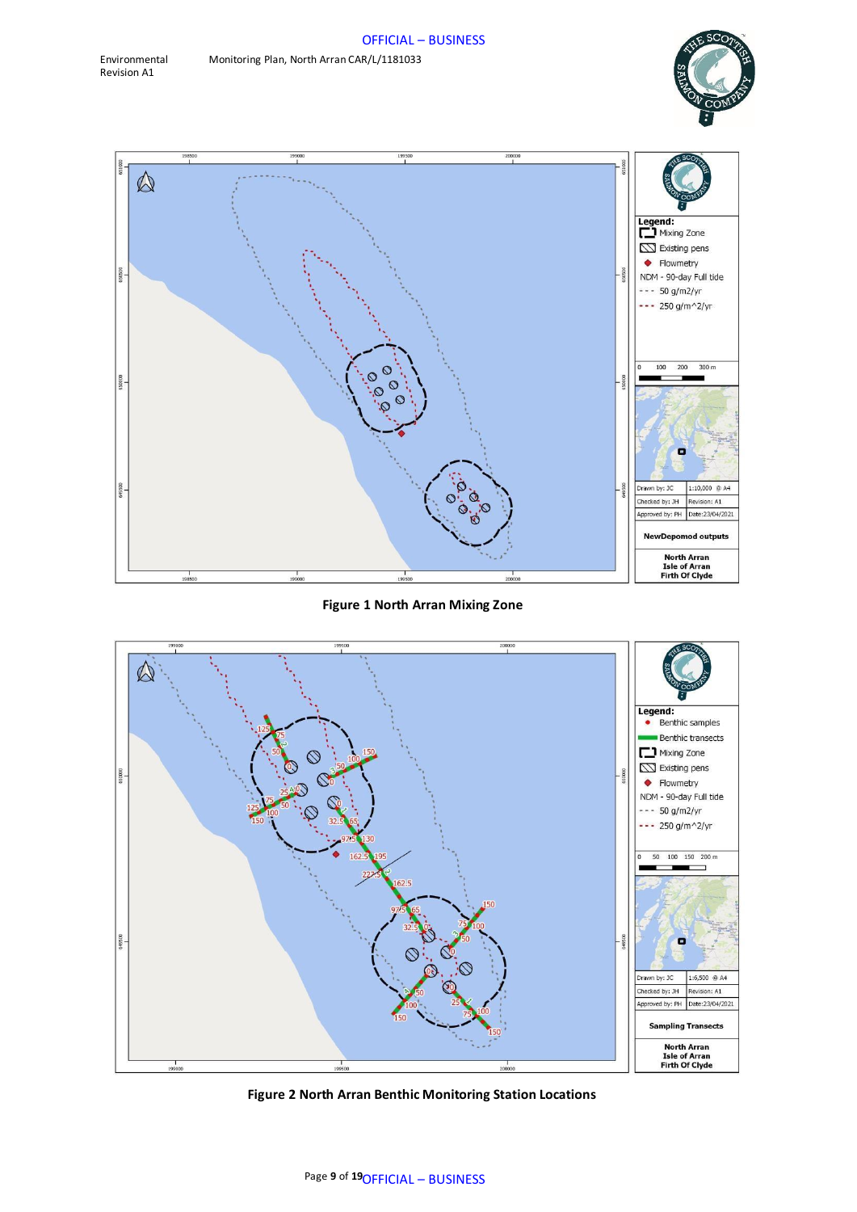Figure 1 North Arran Mixing Zone

Figure 2 North Arran Benthic Monitoring Station Locations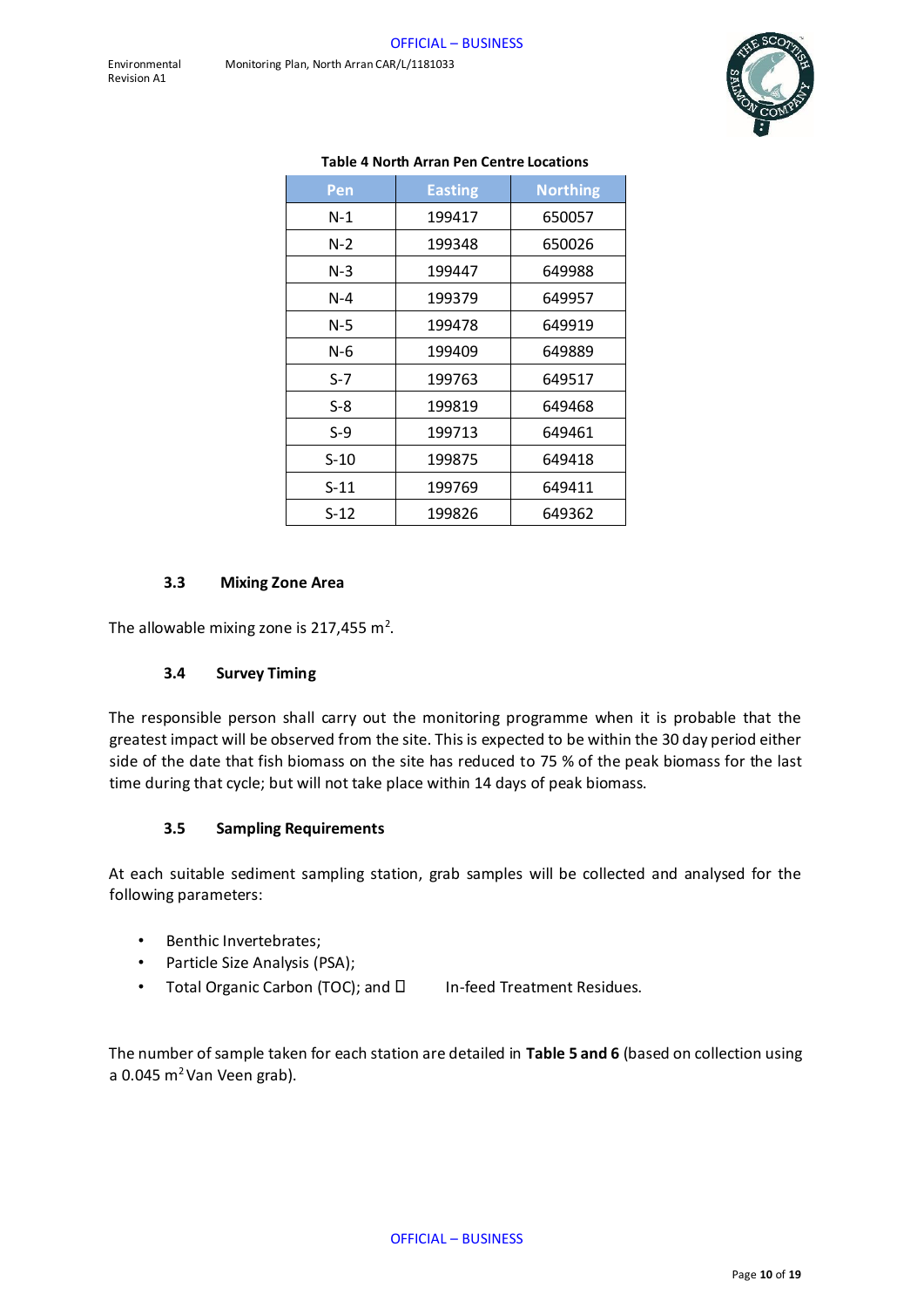**Table 4 North Arran Pen Centre Locations**

| Pen | Easting | Northing |
|---|---|---|
| N-1 | 199417 | 650057 |
| N-2 | 199348 | 650026 |
| N-3 | 199447 | 649988 |
| N-4 | 199379 | 649957 |
| N-5 | 199478 | 649919 |
| N-6 | 199409 | 649889 |
| S-7 | 199763 | 649517 |
| S-8 | 199819 | 649468 |
| S-9 | 199713 | 649461 |
| S-10 | 199875 | 649418 |
| S-11 | 199769 | 649411 |
| S-12 | 199826 | 649362 |

### 3.3 Mixing Zone Area

The allowable mixing zone is 217,455 $m^2$.

### 3.4 Survey Timing

The responsible person shall carry out the monitoring programme when it is probable that the greatest impact will be observed from the site. This is expected to be within the 30 day period either side of the date that fish biomass on the site has reduced to 75 % of the peak biomass for the last time during that cycle; but will not take place within 14 days of peak biomass.

### 3.5 Sampling Requirements

At each suitable sediment sampling station, grab samples will be collected and analysed for the following parameters:

- Benthic Invertebrates;
- Particle Size Analysis (PSA);
- Total Organic Carbon (TOC); and
- In-feed Treatment Residues.

The number of sample taken for each station are detailed in **Table 5 and 6** (based on collection using a 0.045 $m^2$ Van Veen grab).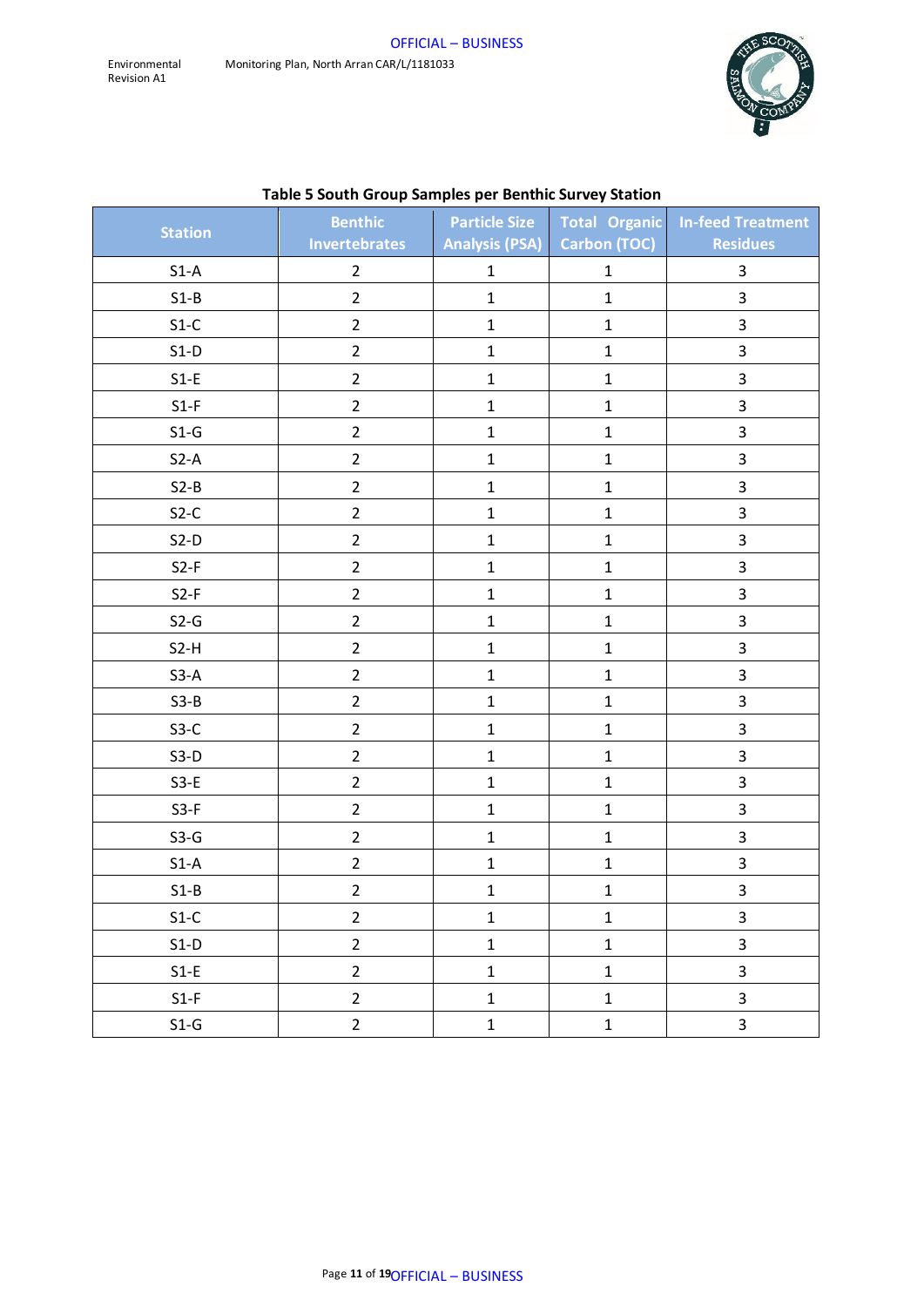**Table 5 South Group Samples per Benthic Survey Station**

| Station | Benthic Invertebrates | Particle Size Analysis (PSA) | Total Organic Carbon (TOC) | In-feed Treatment Residues |
|---|---|---|---|---|
| S1-A | 2 | 1 | 1 | 3 |
| S1-B | 2 | 1 | 1 | 3 |
| S1-C | 2 | 1 | 1 | 3 |
| S1-D | 2 | 1 | 1 | 3 |
| S1-E | 2 | 1 | 1 | 3 |
| S1-F | 2 | 1 | 1 | 3 |
| S1-G | 2 | 1 | 1 | 3 |
| S2-A | 2 | 1 | 1 | 3 |
| S2-B | 2 | 1 | 1 | 3 |
| S2-C | 2 | 1 | 1 | 3 |
| S2-D | 2 | 1 | 1 | 3 |
| S2-F | 2 | 1 | 1 | 3 |
| S2-F | 2 | 1 | 1 | 3 |
| S2-G | 2 | 1 | 1 | 3 |
| S2-H | 2 | 1 | 1 | 3 |
| S3-A | 2 | 1 | 1 | 3 |
| S3-B | 2 | 1 | 1 | 3 |
| S3-C | 2 | 1 | 1 | 3 |
| S3-D | 2 | 1 | 1 | 3 |
| S3-E | 2 | 1 | 1 | 3 |
| S3-F | 2 | 1 | 1 | 3 |
| S3-G | 2 | 1 | 1 | 3 |
| S1-A | 2 | 1 | 1 | 3 |
| S1-B | 2 | 1 | 1 | 3 |
| S1-C | 2 | 1 | 1 | 3 |
| S1-D | 2 | 1 | 1 | 3 |
| S1-E | 2 | 1 | 1 | 3 |
| S1-F | 2 | 1 | 1 | 3 |
| S1-G | 2 | 1 | 1 | 3 |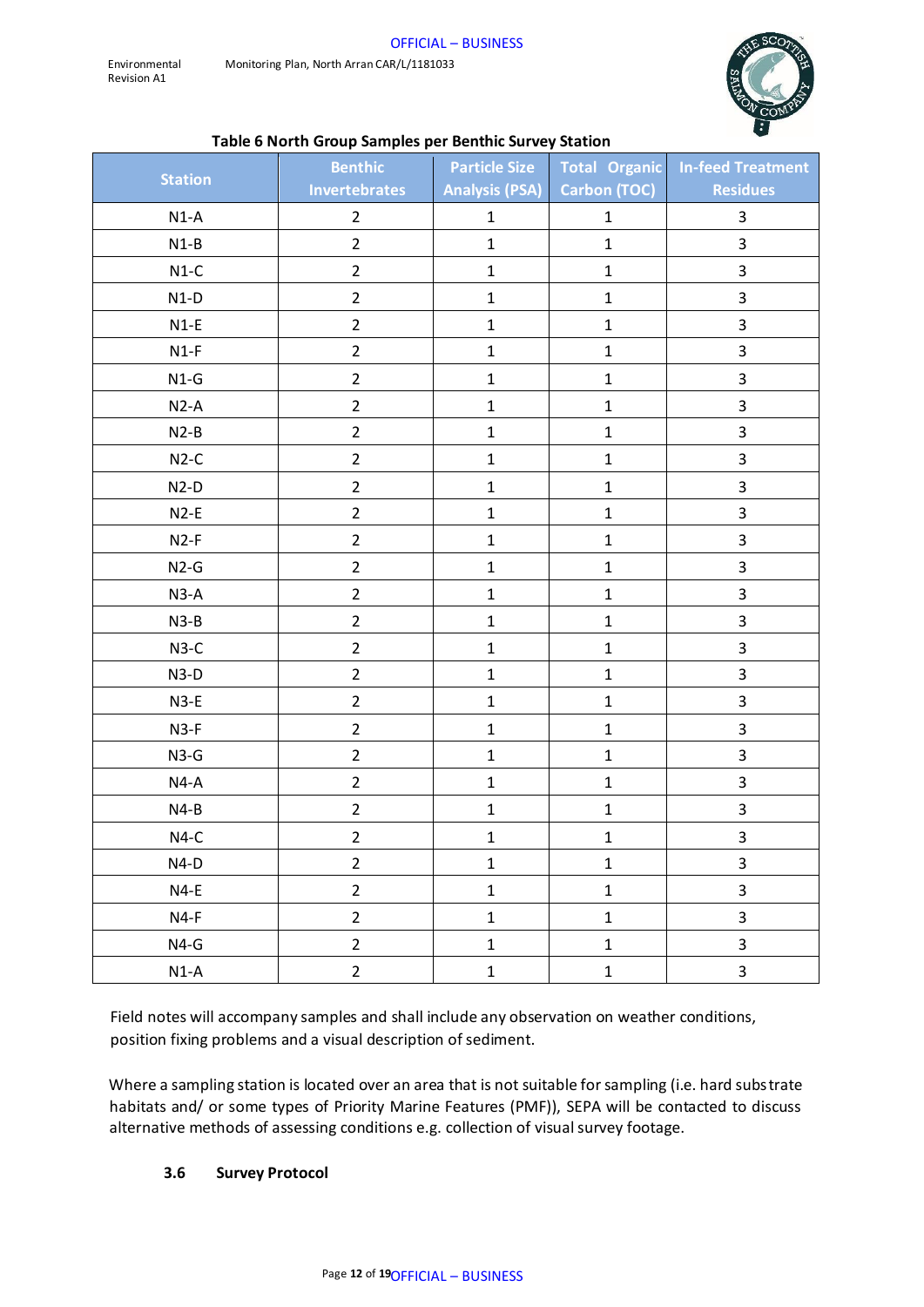**Table 6 North Group Samples per Benthic Survey Station**

| Station | Benthic Invertebrates | Particle Size Analysis (PSA) | Total Organic Carbon (TOC) | In-feed Treatment Residues |
|---|---|---|---|---|
| N1-A | 2 | 1 | 1 | 3 |
| N1-B | 2 | 1 | 1 | 3 |
| N1-C | 2 | 1 | 1 | 3 |
| N1-D | 2 | 1 | 1 | 3 |
| N1-E | 2 | 1 | 1 | 3 |
| N1-F | 2 | 1 | 1 | 3 |
| N1-G | 2 | 1 | 1 | 3 |
| N2-A | 2 | 1 | 1 | 3 |
| N2-B | 2 | 1 | 1 | 3 |
| N2-C | 2 | 1 | 1 | 3 |
| N2-D | 2 | 1 | 1 | 3 |
| N2-E | 2 | 1 | 1 | 3 |
| N2-F | 2 | 1 | 1 | 3 |
| N2-G | 2 | 1 | 1 | 3 |
| N3-A | 2 | 1 | 1 | 3 |
| N3-B | 2 | 1 | 1 | 3 |
| N3-C | 2 | 1 | 1 | 3 |
| N3-D | 2 | 1 | 1 | 3 |
| N3-E | 2 | 1 | 1 | 3 |
| N3-F | 2 | 1 | 1 | 3 |
| N3-G | 2 | 1 | 1 | 3 |
| N4-A | 2 | 1 | 1 | 3 |
| N4-B | 2 | 1 | 1 | 3 |
| N4-C | 2 | 1 | 1 | 3 |
| N4-D | 2 | 1 | 1 | 3 |
| N4-E | 2 | 1 | 1 | 3 |
| N4-F | 2 | 1 | 1 | 3 |
| N4-G | 2 | 1 | 1 | 3 |
| N1-A | 2 | 1 | 1 | 3 |

Field notes will accompany samples and shall include any observation on weather conditions, position fixing problems and a visual description of sediment.

Where a sampling station is located over an area that is not suitable for sampling (i.e. hard substrate habitats and/ or some types of Priority Marine Features (PMF)), SEPA will be contacted to discuss alternative methods of assessing conditions e.g. collection of visual survey footage.

### 3.6 Survey Protocol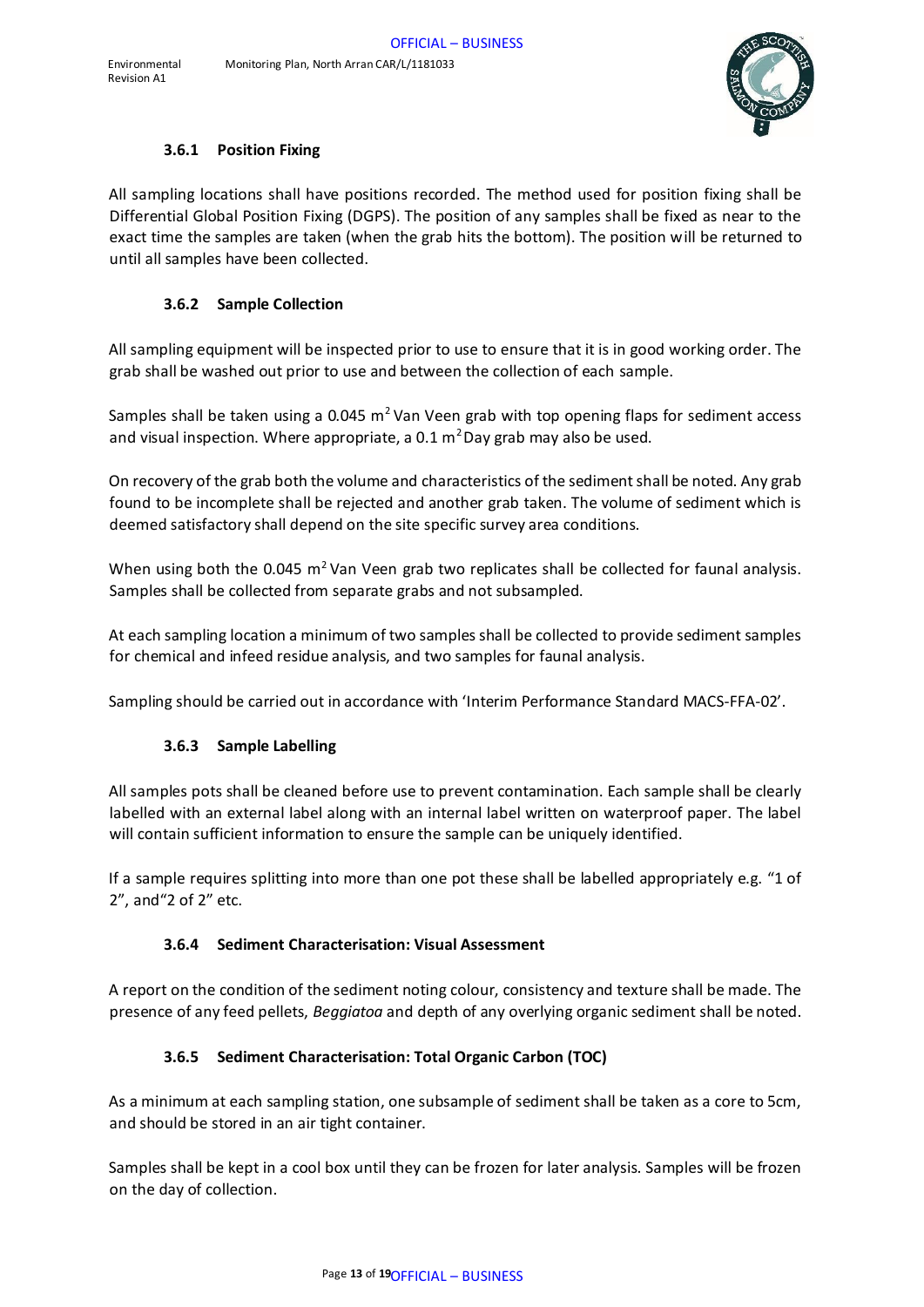### 3.6.1 Position Fixing

All sampling locations shall have positions recorded. The method used for position fixing shall be Differential Global Position Fixing (DGPS). The position of any samples shall be fixed as near to the exact time the samples are taken (when the grab hits the bottom). The position will be returned to until all samples have been collected.

### 3.6.2 Sample Collection

All sampling equipment will be inspected prior to use to ensure that it is in good working order. The grab shall be washed out prior to use and between the collection of each sample.

Samples shall be taken using a 0.045 $m^2$ Van Veen grab with top opening flaps for sediment access and visual inspection. Where appropriate, a 0.1 $m^2$ Day grab may also be used.

On recovery of the grab both the volume and characteristics of the sediment shall be noted. Any grab found to be incomplete shall be rejected and another grab taken. The volume of sediment which is deemed satisfactory shall depend on the site specific survey area conditions.

When using both the 0.045 $m^2$ Van Veen grab two replicates shall be collected for faunal analysis. Samples shall be collected from separate grabs and not subsampled.

At each sampling location a minimum of two samples shall be collected to provide sediment samples for chemical and infeed residue analysis, and two samples for faunal analysis.

Sampling should be carried out in accordance with 'Interim Performance Standard MACS-FFA-02'.

### 3.6.3 Sample Labelling

All samples pots shall be cleaned before use to prevent contamination. Each sample shall be clearly labelled with an external label along with an internal label written on waterproof paper. The label will contain sufficient information to ensure the sample can be uniquely identified.

If a sample requires splitting into more than one pot these shall be labelled appropriately e.g. "1 of 2", and"2 of 2" etc.

### 3.6.4 Sediment Characterisation: Visual Assessment

A report on the condition of the sediment noting colour, consistency and texture shall be made. The presence of any feed pellets, *Beggiatoa* and depth of any overlying organic sediment shall be noted.

### 3.6.5 Sediment Characterisation: Total Organic Carbon (TOC)

As a minimum at each sampling station, one subsample of sediment shall be taken as a core to 5cm, and should be stored in an air tight container.

Samples shall be kept in a cool box until they can be frozen for later analysis. Samples will be frozen on the day of collection.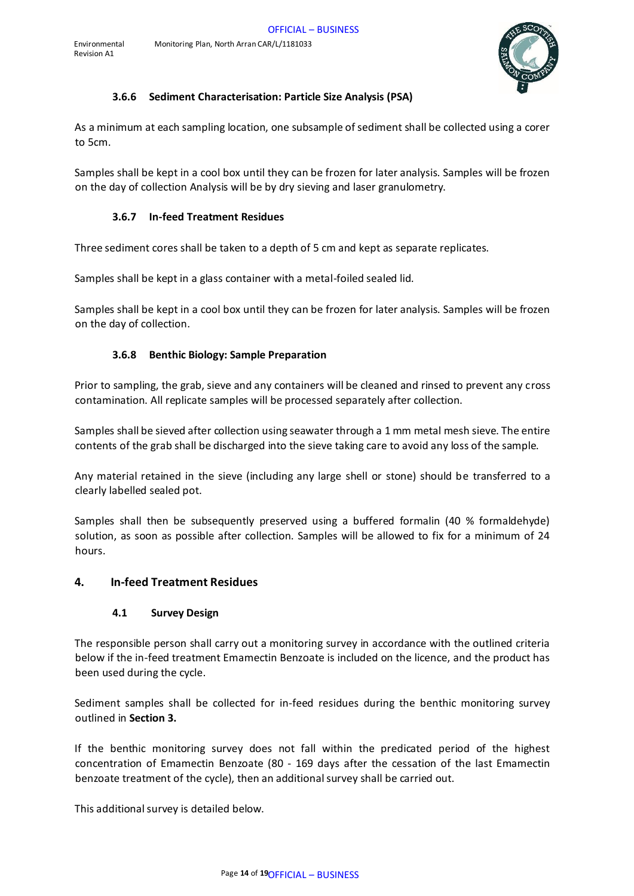#### 3.6.6 Sediment Characterisation: Particle Size Analysis (PSA)

As a minimum at each sampling location, one subsample of sediment shall be collected using a corer to 5cm.

Samples shall be kept in a cool box until they can be frozen for later analysis. Samples will be frozen on the day of collection Analysis will be by dry sieving and laser granulometry.

#### 3.6.7 In-feed Treatment Residues

Three sediment cores shall be taken to a depth of 5 cm and kept as separate replicates.

Samples shall be kept in a glass container with a metal-foiled sealed lid.

Samples shall be kept in a cool box until they can be frozen for later analysis. Samples will be frozen on the day of collection.

#### 3.6.8 Benthic Biology: Sample Preparation

Prior to sampling, the grab, sieve and any containers will be cleaned and rinsed to prevent any cross contamination. All replicate samples will be processed separately after collection.

Samples shall be sieved after collection using seawater through a 1 mm metal mesh sieve. The entire contents of the grab shall be discharged into the sieve taking care to avoid any loss of the sample.

Any material retained in the sieve (including any large shell or stone) should be transferred to a clearly labelled sealed pot.

Samples shall then be subsequently preserved using a buffered formalin (40 % formaldehyde) solution, as soon as possible after collection. Samples will be allowed to fix for a minimum of 24 hours.

## 4. In-feed Treatment Residues

### 4.1 Survey Design

The responsible person shall carry out a monitoring survey in accordance with the outlined criteria below if the in-feed treatment Emamectin Benzoate is included on the licence, and the product has been used during the cycle.

Sediment samples shall be collected for in-feed residues during the benthic monitoring survey outlined in **Section 3.**

If the benthic monitoring survey does not fall within the predicated period of the highest concentration of Emamectin Benzoate (80 - 169 days after the cessation of the last Emamectin benzoate treatment of the cycle), then an additional survey shall be carried out.

This additional survey is detailed below.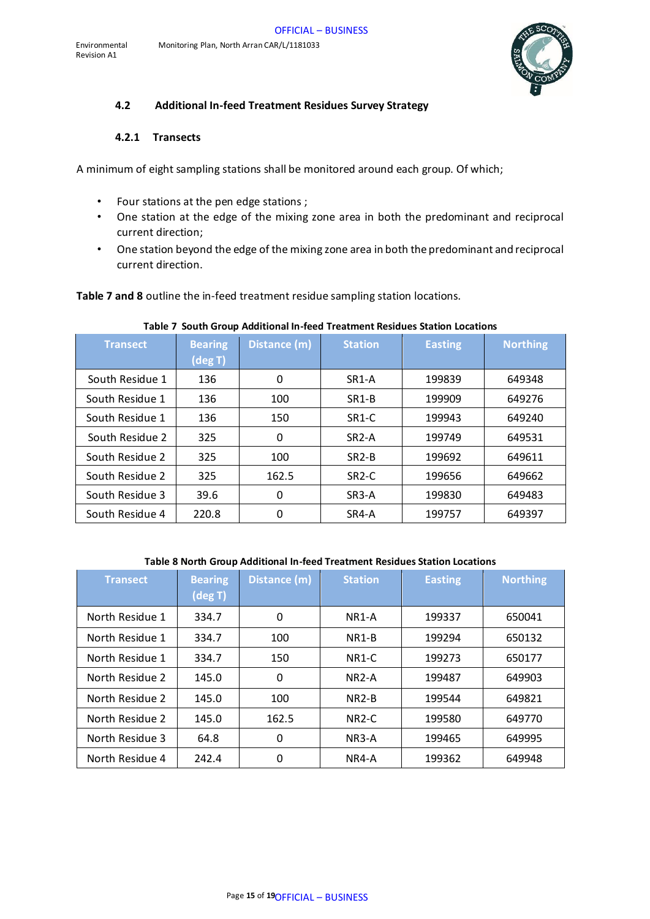### 4.2 Additional In-feed Treatment Residues Survey Strategy

#### 4.2.1 Transects

A minimum of eight sampling stations shall be monitored around each group. Of which;

- Four stations at the pen edge stations ;
- One station at the edge of the mixing zone area in both the predominant and reciprocal current direction;
- One station beyond the edge of the mixing zone area in both the predominant and reciprocal current direction.

**Table 7 and 8** outline the in-feed treatment residue sampling station locations.

**Table 7 South Group Additional In-feed Treatment Residues Station Locations**

| Transect | Bearing (deg T) | Distance (m) | Station | Easting | Northing |
|---|---|---|---|---|---|
| South Residue 1 | 136 | 0 | SR1-A | 199839 | 649348 |
| South Residue 1 | 136 | 100 | SR1-B | 199909 | 649276 |
| South Residue 1 | 136 | 150 | SR1-C | 199943 | 649240 |
| South Residue 2 | 325 | 0 | SR2-A | 199749 | 649531 |
| South Residue 2 | 325 | 100 | SR2-B | 199692 | 649611 |
| South Residue 2 | 325 | 162.5 | SR2-C | 199656 | 649662 |
| South Residue 3 | 39.6 | 0 | SR3-A | 199830 | 649483 |
| South Residue 4 | 220.8 | 0 | SR4-A | 199757 | 649397 |

**Table 8 North Group Additional In-feed Treatment Residues Station Locations**

| Transect | Bearing (deg T) | Distance (m) | Station | Easting | Northing |
|---|---|---|---|---|---|
| North Residue 1 | 334.7 | 0 | NR1-A | 199337 | 650041 |
| North Residue 1 | 334.7 | 100 | NR1-B | 199294 | 650132 |
| North Residue 1 | 334.7 | 150 | NR1-C | 199273 | 650177 |
| North Residue 2 | 145.0 | 0 | NR2-A | 199487 | 649903 |
| North Residue 2 | 145.0 | 100 | NR2-B | 199544 | 649821 |
| North Residue 2 | 145.0 | 162.5 | NR2-C | 199580 | 649770 |
| North Residue 3 | 64.8 | 0 | NR3-A | 199465 | 649995 |
| North Residue 4 | 242.4 | 0 | NR4-A | 199362 | 649948 |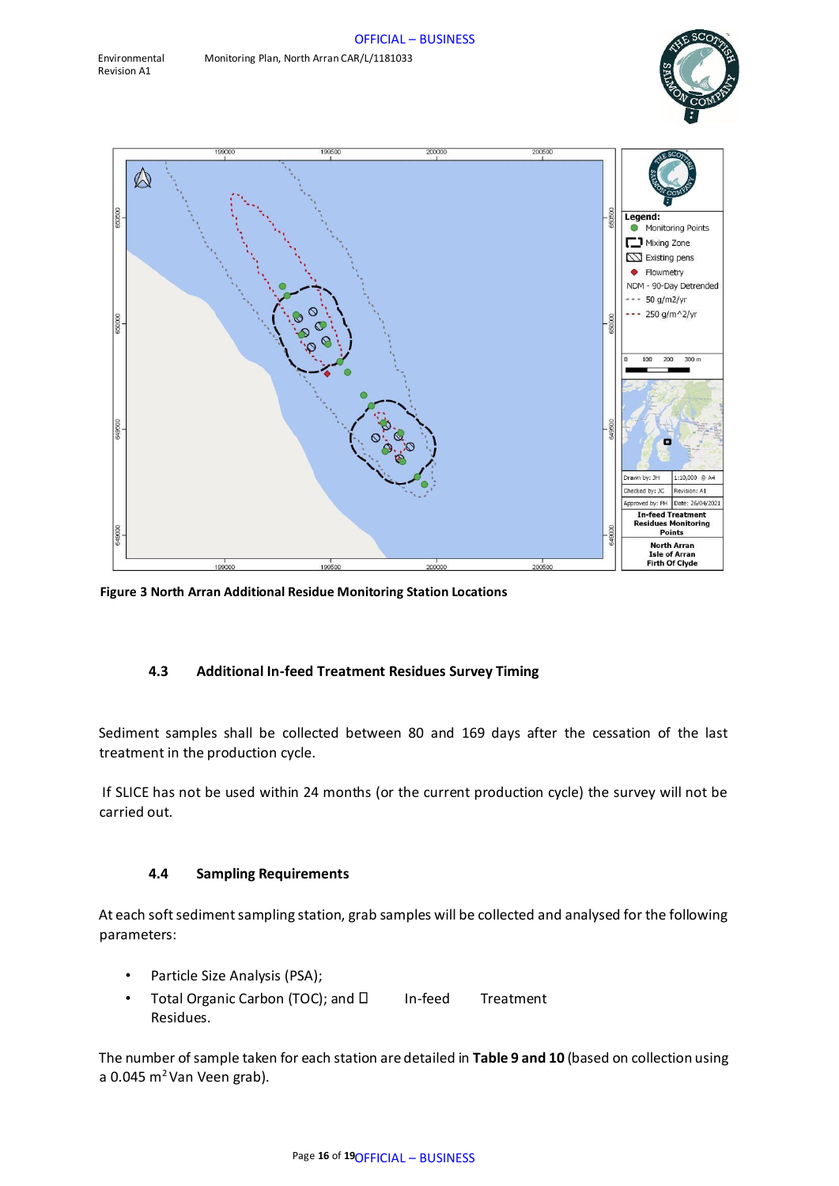Figure 3 North Arran Additional Residue Monitoring Station Locations

### 4.3 Additional In-feed Treatment Residues Survey Timing

Sediment samples shall be collected between 80 and 169 days after the cessation of the last treatment in the production cycle.

If SLICE has not be used within 24 months (or the current production cycle) the survey will not be carried out.

### 4.4 Sampling Requirements

At each soft sediment sampling station, grab samples will be collected and analysed for the following parameters:

- Particle Size Analysis (PSA);
- Total Organic Carbon (TOC); and  In-feed Treatment Residues.

The number of sample taken for each station are detailed in **Table 9 and 10** (based on collection using a 0.045 $m^2$ Van Veen grab).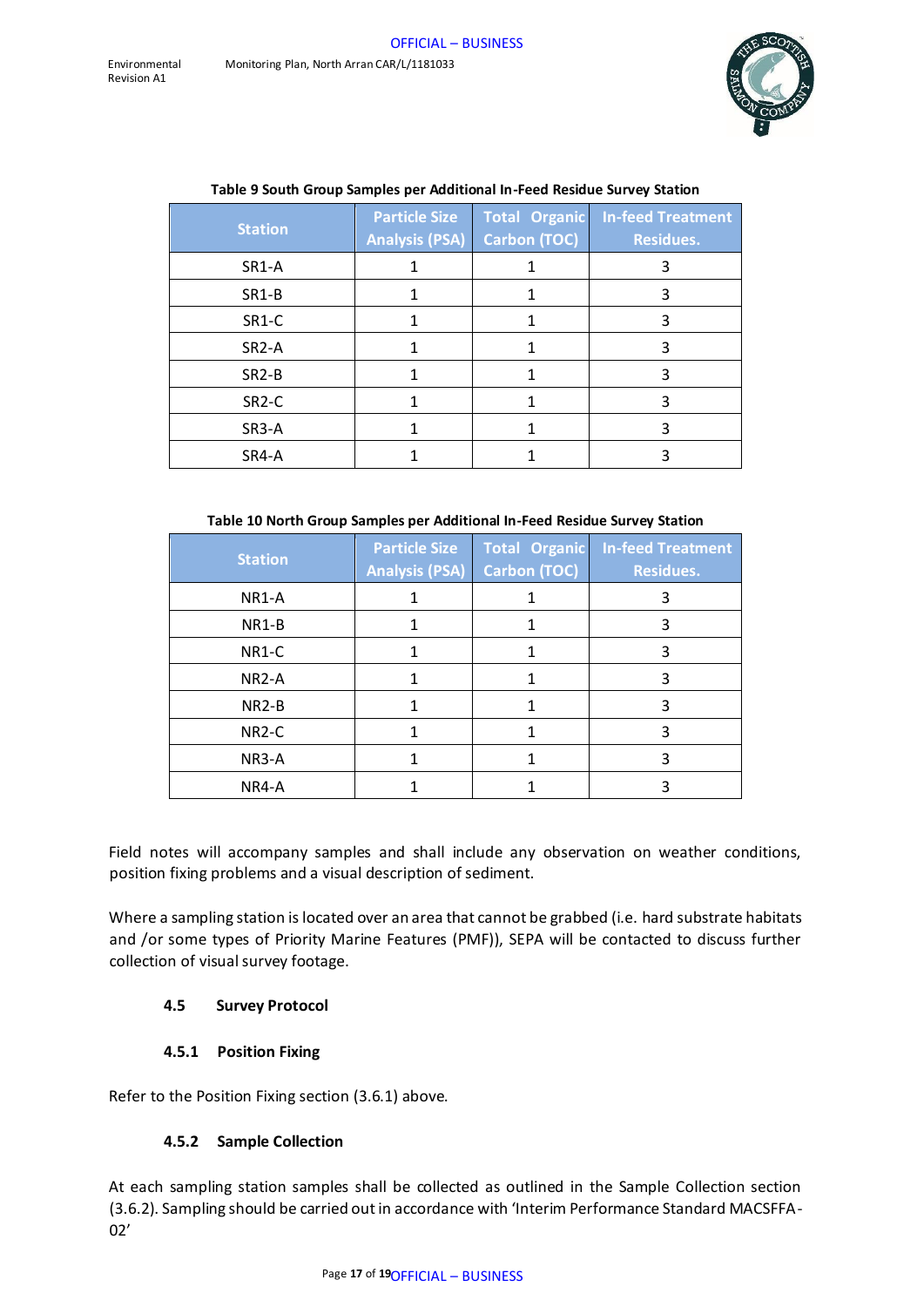**Table 9 South Group Samples per Additional In-Feed Residue Survey Station**

| Station | Particle Size Analysis (PSA) | Total Organic Carbon (TOC) | In-feed Treatment Residues. |
|---|---|---|---|
| SR1-A | 1 | 1 | 3 |
| SR1-B | 1 | 1 | 3 |
| SR1-C | 1 | 1 | 3 |
| SR2-A | 1 | 1 | 3 |
| SR2-B | 1 | 1 | 3 |
| SR2-C | 1 | 1 | 3 |
| SR3-A | 1 | 1 | 3 |
| SR4-A | 1 | 1 | 3 |

**Table 10 North Group Samples per Additional In-Feed Residue Survey Station**

| Station | Particle Size Analysis (PSA) | Total Organic Carbon (TOC) | In-feed Treatment Residues. |
|---|---|---|---|
| NR1-A | 1 | 1 | 3 |
| NR1-B | 1 | 1 | 3 |
| NR1-C | 1 | 1 | 3 |
| NR2-A | 1 | 1 | 3 |
| NR2-B | 1 | 1 | 3 |
| NR2-C | 1 | 1 | 3 |
| NR3-A | 1 | 1 | 3 |
| NR4-A | 1 | 1 | 3 |

Field notes will accompany samples and shall include any observation on weather conditions, position fixing problems and a visual description of sediment.

Where a sampling station is located over an area that cannot be grabbed (i.e. hard substrate habitats and /or some types of Priority Marine Features (PMF)), SEPA will be contacted to discuss further collection of visual survey footage.

### 4.5 Survey Protocol

#### 4.5.1 Position Fixing

Refer to the Position Fixing section (3.6.1) above.

#### 4.5.2 Sample Collection

At each sampling station samples shall be collected as outlined in the Sample Collection section (3.6.2). Sampling should be carried out in accordance with 'Interim Performance Standard MACSFFA-02'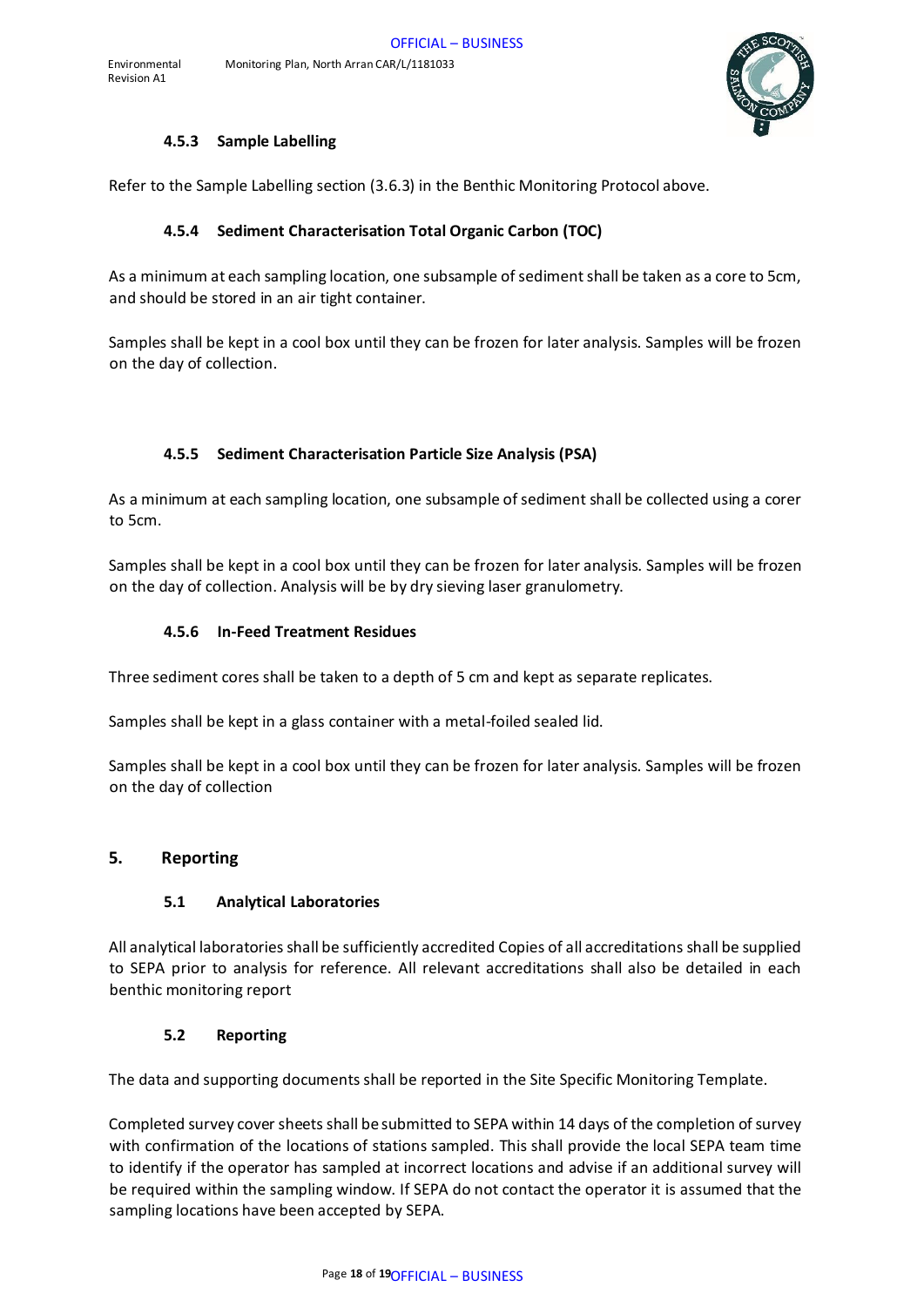#### 4.5.3 Sample Labelling

Refer to the Sample Labelling section (3.6.3) in the Benthic Monitoring Protocol above.

#### 4.5.4 Sediment Characterisation Total Organic Carbon (TOC)

As a minimum at each sampling location, one subsample of sediment shall be taken as a core to 5cm, and should be stored in an air tight container.

Samples shall be kept in a cool box until they can be frozen for later analysis. Samples will be frozen on the day of collection.

#### 4.5.5 Sediment Characterisation Particle Size Analysis (PSA)

As a minimum at each sampling location, one subsample of sediment shall be collected using a corer to 5cm.

Samples shall be kept in a cool box until they can be frozen for later analysis. Samples will be frozen on the day of collection. Analysis will be by dry sieving laser granulometry.

#### 4.5.6 In-Feed Treatment Residues

Three sediment cores shall be taken to a depth of 5 cm and kept as separate replicates.

Samples shall be kept in a glass container with a metal-foiled sealed lid.

Samples shall be kept in a cool box until they can be frozen for later analysis. Samples will be frozen on the day of collection

## 5. Reporting

### 5.1 Analytical Laboratories

All analytical laboratories shall be sufficiently accredited Copies of all accreditations shall be supplied to SEPA prior to analysis for reference. All relevant accreditations shall also be detailed in each benthic monitoring report

### 5.2 Reporting

The data and supporting documents shall be reported in the Site Specific Monitoring Template.

Completed survey cover sheets shall be submitted to SEPA within 14 days of the completion of survey with confirmation of the locations of stations sampled. This shall provide the local SEPA team time to identify if the operator has sampled at incorrect locations and advise if an additional survey will be required within the sampling window. If SEPA do not contact the operator it is assumed that the sampling locations have been accepted by SEPA.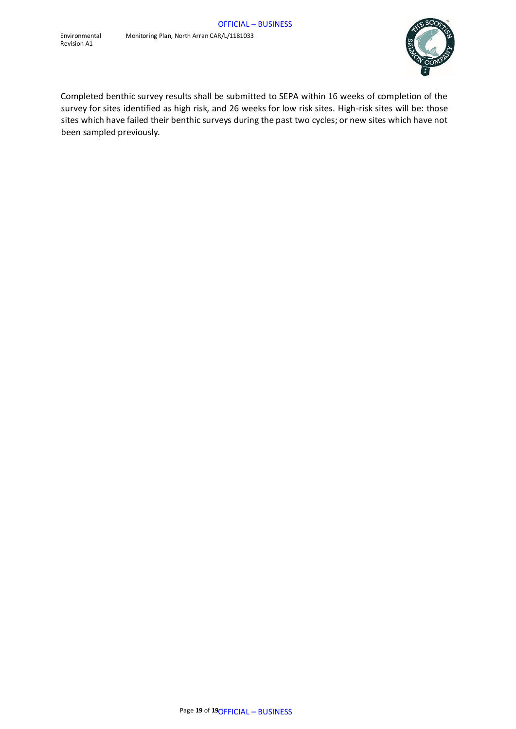Completed benthic survey results shall be submitted to SEPA within 16 weeks of completion of the survey for sites identified as high risk, and 26 weeks for low risk sites. High-risk sites will be: those sites which have failed their benthic surveys during the past two cycles; or new sites which have not been sampled previously.